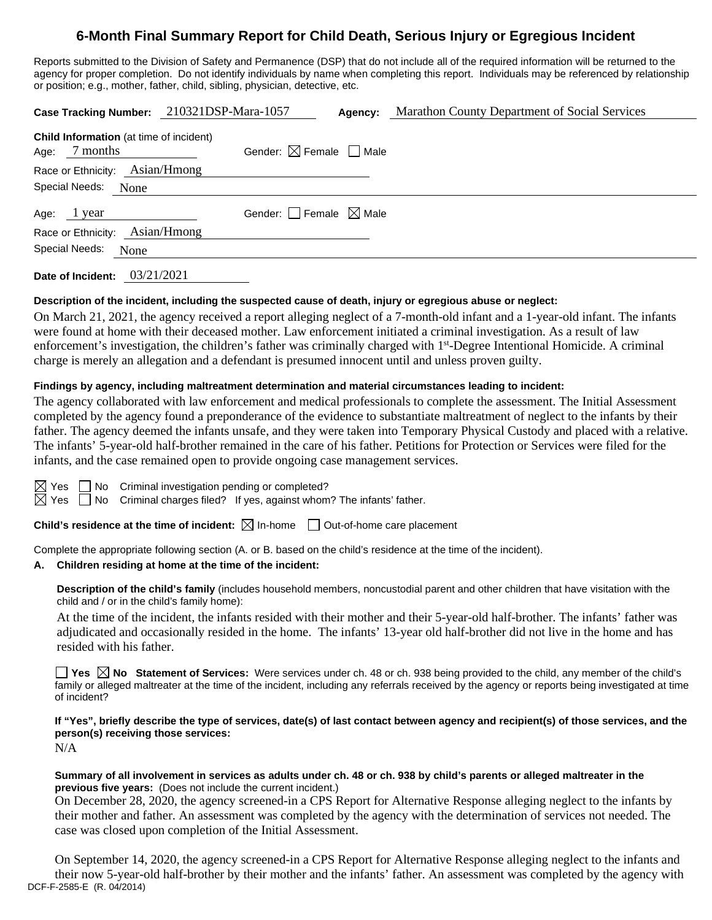// 6-Month Final Summary Report for Child Death, Serious Injury or Egregious Incident

Reports submitted to the Division of Safety and Permanence (DSP) that do not include all of the required information will be returned to the agency for proper completion. Do not identify individuals by name when completing this report. Individuals may be referenced by relationship or position; e.g., mother, father, child, sibling, physician, detective, etc.

**Case Tracking Number:** 210321DSP-Mara-1057 **Agency:** Marathon County Department of Social Services

**Child Information** (at time of incident)
Age: 7 months Gender: ☒ Female ☐ Male
Race or Ethnicity: Asian/Hmong
Special Needs: None

Age: 1 year Gender: ☐ Female ☒ Male
Race or Ethnicity: Asian/Hmong
Special Needs: None

**Date of Incident:** 03/21/2021

**Description of the incident, including the suspected cause of death, injury or egregious abuse or neglect:**

On March 21, 2021, the agency received a report alleging neglect of a 7-month-old infant and a 1-year-old infant. The infants were found at home with their deceased mother. Law enforcement initiated a criminal investigation. As a result of law enforcement's investigation, the children's father was criminally charged with 1st-Degree Intentional Homicide. A criminal charge is merely an allegation and a defendant is presumed innocent until and unless proven guilty.

**Findings by agency, including maltreatment determination and material circumstances leading to incident:**

The agency collaborated with law enforcement and medical professionals to complete the assessment. The Initial Assessment completed by the agency found a preponderance of the evidence to substantiate maltreatment of neglect to the infants by their father. The agency deemed the infants unsafe, and they were taken into Temporary Physical Custody and placed with a relative. The infants' 5-year-old half-brother remained in the care of his father. Petitions for Protection or Services were filed for the infants, and the case remained open to provide ongoing case management services.

☒ Yes ☐ No Criminal investigation pending or completed?
☒ Yes ☐ No Criminal charges filed? If yes, against whom? The infants' father.

**Child's residence at the time of incident:** ☒ In-home ☐ Out-of-home care placement

Complete the appropriate following section (A. or B. based on the child's residence at the time of the incident).

**A. Children residing at home at the time of the incident:**

**Description of the child's family** (includes household members, noncustodial parent and other children that have visitation with the child and / or in the child's family home):

At the time of the incident, the infants resided with their mother and their 5-year-old half-brother. The infants' father was adjudicated and occasionally resided in the home. The infants' 13-year old half-brother did not live in the home and has resided with his father.

☐ **Yes** ☒ **No Statement of Services:** Were services under ch. 48 or ch. 938 being provided to the child, any member of the child's family or alleged maltreater at the time of the incident, including any referrals received by the agency or reports being investigated at time of incident?

**If "Yes", briefly describe the type of services, date(s) of last contact between agency and recipient(s) of those services, and the person(s) receiving those services:**

N/A

**Summary of all involvement in services as adults under ch. 48 or ch. 938 by child's parents or alleged maltreater in the previous five years:** (Does not include the current incident.)

On December 28, 2020, the agency screened-in a CPS Report for Alternative Response alleging neglect to the infants by their mother and father. An assessment was completed by the agency with the determination of services not needed. The case was closed upon completion of the Initial Assessment.

On September 14, 2020, the agency screened-in a CPS Report for Alternative Response alleging neglect to the infants and their now 5-year-old half-brother by their mother and the infants' father. An assessment was completed by the agency with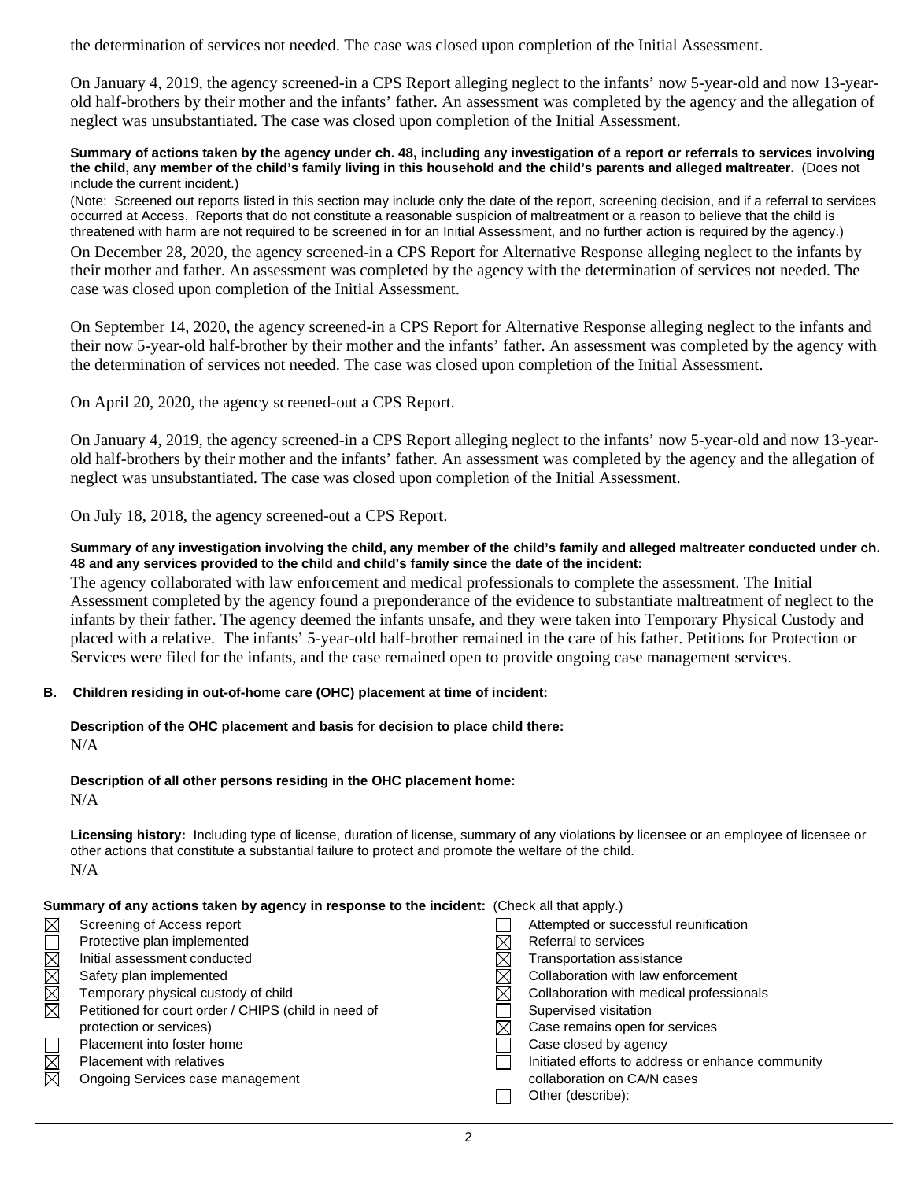the determination of services not needed. The case was closed upon completion of the Initial Assessment.

On January 4, 2019, the agency screened-in a CPS Report alleging neglect to the infants' now 5-year-old and now 13-year-old half-brothers by their mother and the infants' father. An assessment was completed by the agency and the allegation of neglect was unsubstantiated. The case was closed upon completion of the Initial Assessment.

**Summary of actions taken by the agency under ch. 48, including any investigation of a report or referrals to services involving the child, any member of the child's family living in this household and the child's parents and alleged maltreater.** (Does not include the current incident.)

(Note: Screened out reports listed in this section may include only the date of the report, screening decision, and if a referral to services occurred at Access. Reports that do not constitute a reasonable suspicion of maltreatment or a reason to believe that the child is threatened with harm are not required to be screened in for an Initial Assessment, and no further action is required by the agency.)

On December 28, 2020, the agency screened-in a CPS Report for Alternative Response alleging neglect to the infants by their mother and father. An assessment was completed by the agency with the determination of services not needed. The case was closed upon completion of the Initial Assessment.

On September 14, 2020, the agency screened-in a CPS Report for Alternative Response alleging neglect to the infants and their now 5-year-old half-brother by their mother and the infants' father. An assessment was completed by the agency with the determination of services not needed. The case was closed upon completion of the Initial Assessment.

On April 20, 2020, the agency screened-out a CPS Report.

On January 4, 2019, the agency screened-in a CPS Report alleging neglect to the infants' now 5-year-old and now 13-year-old half-brothers by their mother and the infants' father. An assessment was completed by the agency and the allegation of neglect was unsubstantiated. The case was closed upon completion of the Initial Assessment.

On July 18, 2018, the agency screened-out a CPS Report.

**Summary of any investigation involving the child, any member of the child's family and alleged maltreater conducted under ch. 48 and any services provided to the child and child's family since the date of the incident:**

The agency collaborated with law enforcement and medical professionals to complete the assessment. The Initial Assessment completed by the agency found a preponderance of the evidence to substantiate maltreatment of neglect to the infants by their father. The agency deemed the infants unsafe, and they were taken into Temporary Physical Custody and placed with a relative. The infants' 5-year-old half-brother remained in the care of his father. Petitions for Protection or Services were filed for the infants, and the case remained open to provide ongoing case management services.

**B. Children residing in out-of-home care (OHC) placement at time of incident:**

**Description of the OHC placement and basis for decision to place child there:**

N/A

**Description of all other persons residing in the OHC placement home:**

N/A

**Licensing history:** Including type of license, duration of license, summary of any violations by licensee or an employee of licensee or other actions that constitute a substantial failure to protect and promote the welfare of the child.

N/A

**Summary of any actions taken by agency in response to the incident:** (Check all that apply.)

- ☒ Screening of Access report
- ☐ Protective plan implemented
- ☒ Initial assessment conducted
- ☒ Safety plan implemented
- ☒ Temporary physical custody of child
- ☒ Petitioned for court order / CHIPS (child in need of protection or services)
- ☐ Placement into foster home
- ☒ Placement with relatives
- ☒ Ongoing Services case management
- ☐ Attempted or successful reunification
- ☒ Referral to services
- ☒ Transportation assistance
- ☒ Collaboration with law enforcement
- ☒ Collaboration with medical professionals
- ☐ Supervised visitation
- ☒ Case remains open for services
- ☐ Case closed by agency
- ☐ Initiated efforts to address or enhance community collaboration on CA/N cases
- ☐ Other (describe):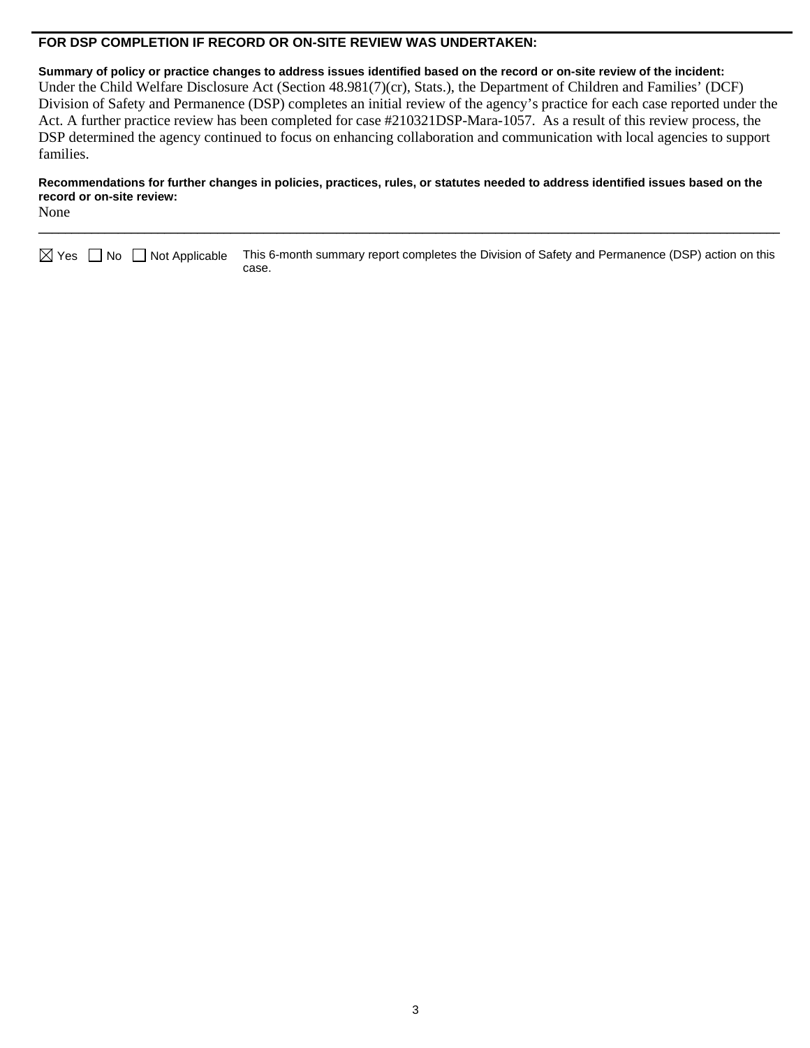**FOR DSP COMPLETION IF RECORD OR ON-SITE REVIEW WAS UNDERTAKEN:**

**Summary of policy or practice changes to address issues identified based on the record or on-site review of the incident:**

Under the Child Welfare Disclosure Act (Section 48.981(7)(cr), Stats.), the Department of Children and Families' (DCF) Division of Safety and Permanence (DSP) completes an initial review of the agency's practice for each case reported under the Act. A further practice review has been completed for case #210321DSP-Mara-1057. As a result of this review process, the DSP determined the agency continued to focus on enhancing collaboration and communication with local agencies to support families.

**Recommendations for further changes in policies, practices, rules, or statutes needed to address identified issues based on the record or on-site review:**

None

---

☒ Yes ☐ No ☐ Not Applicable This 6-month summary report completes the Division of Safety and Permanence (DSP) action on this case.